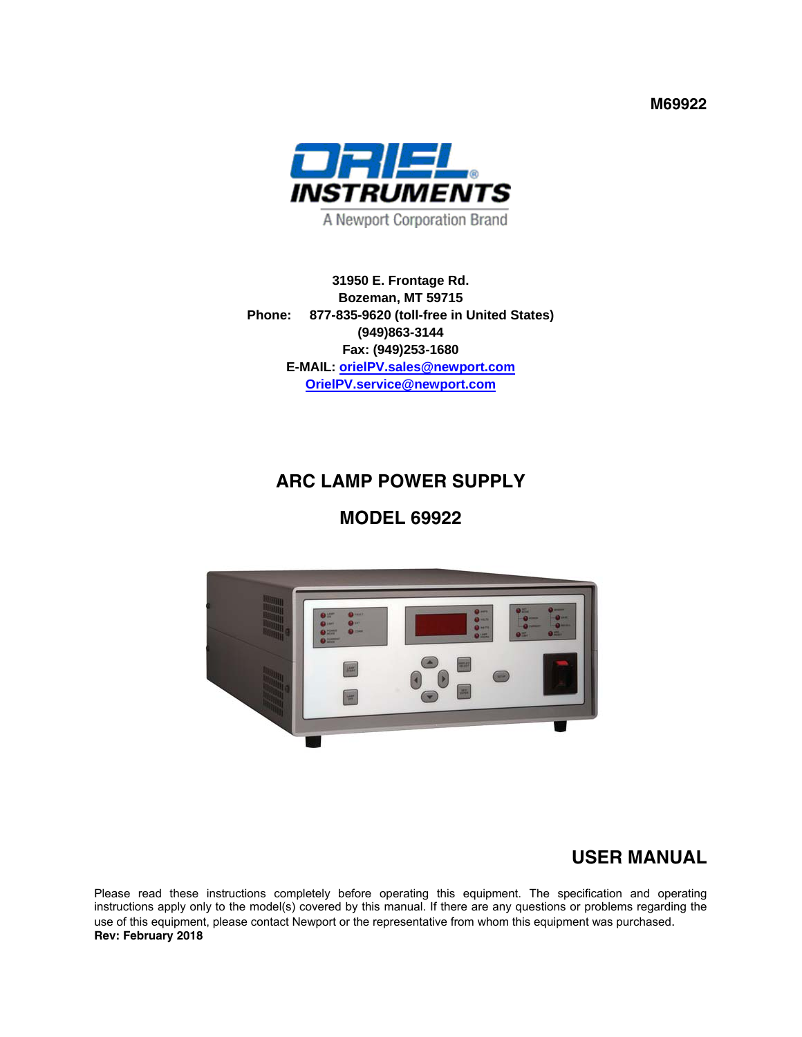**M69922**

ORIEL® INSTRUMENTS

A Newport Corporation Brand

**31950 E. Frontage Rd.**
**Bozeman, MT 59715**
**Phone: 877-835-9620 (toll-free in United States)**
**(949)863-3144**
**Fax: (949)253-1680**
**E-MAIL: orielPV.sales@newport.com**
**OrielPV.service@newport.com**

# ARC LAMP POWER SUPPLY

# MODEL 69922

## USER MANUAL

Please read these instructions completely before operating this equipment. The specification and operating instructions apply only to the model(s) covered by this manual. If there are any questions or problems regarding the use of this equipment, please contact Newport or the representative from whom this equipment was purchased.
**Rev: February 2018**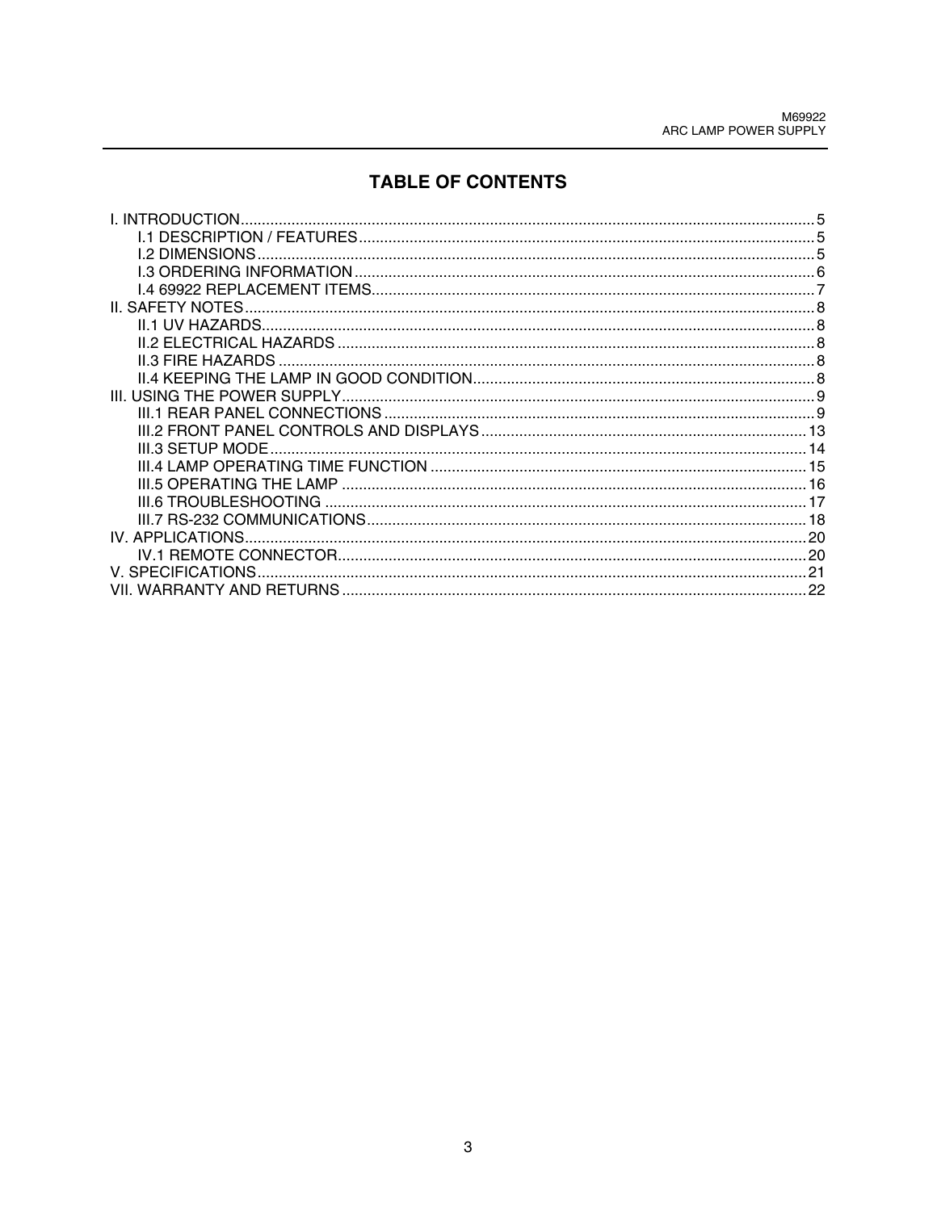# TABLE OF CONTENTS

I. INTRODUCTION........................................................................................................................5
- I.1 DESCRIPTION / FEATURES...........................................................................................5
- I.2 DIMENSIONS...................................................................................................................5
- I.3 ORDERING INFORMATION............................................................................................6
- I.4 69922 REPLACEMENT ITEMS........................................................................................7

II. SAFETY NOTES......................................................................................................................8
- II.1 UV HAZARDS..................................................................................................................8
- II.2 ELECTRICAL HAZARDS ................................................................................................8
- II.3 FIRE HAZARDS .............................................................................................................8
- II.4 KEEPING THE LAMP IN GOOD CONDITION.................................................................8

III. USING THE POWER SUPPLY...............................................................................................9
- III.1 REAR PANEL CONNECTIONS .....................................................................................9
- III.2 FRONT PANEL CONTROLS AND DISPLAYS ............................................................13
- III.3 SETUP MODE..............................................................................................................14
- III.4 LAMP OPERATING TIME FUNCTION ........................................................................15
- III.5 OPERATING THE LAMP .............................................................................................16
- III.6 TROUBLESHOOTING .................................................................................................17
- III.7 RS-232 COMMUNICATIONS.......................................................................................18

IV. APPLICATIONS....................................................................................................................20
- IV.1 REMOTE CONNECTOR..............................................................................................20

V. SPECIFICATIONS.................................................................................................................21

VII. WARRANTY AND RETURNS .............................................................................................22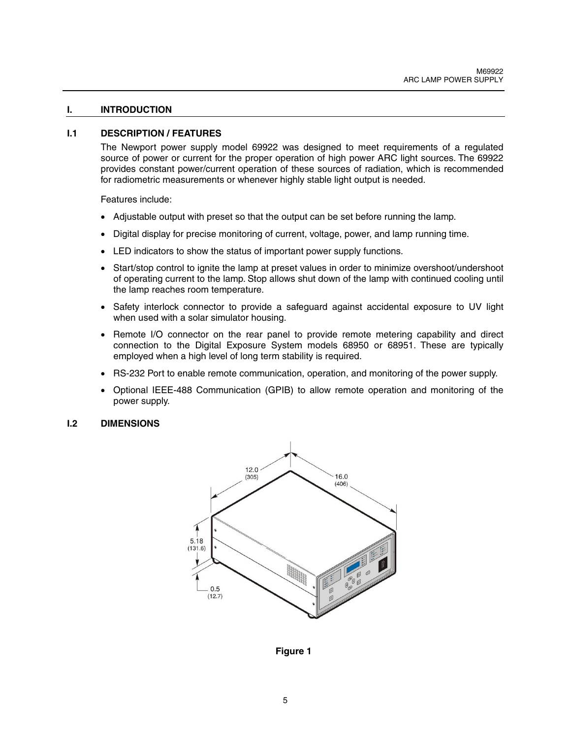# I. INTRODUCTION

## I.1 DESCRIPTION / FEATURES

The Newport power supply model 69922 was designed to meet requirements of a regulated source of power or current for the proper operation of high power ARC light sources. The 69922 provides constant power/current operation of these sources of radiation, which is recommended for radiometric measurements or whenever highly stable light output is needed.

Features include:

- Adjustable output with preset so that the output can be set before running the lamp.
- Digital display for precise monitoring of current, voltage, power, and lamp running time.
- LED indicators to show the status of important power supply functions.
- Start/stop control to ignite the lamp at preset values in order to minimize overshoot/undershoot of operating current to the lamp. Stop allows shut down of the lamp with continued cooling until the lamp reaches room temperature.
- Safety interlock connector to provide a safeguard against accidental exposure to UV light when used with a solar simulator housing.
- Remote I/O connector on the rear panel to provide remote metering capability and direct connection to the Digital Exposure System models 68950 or 68951. These are typically employed when a high level of long term stability is required.
- RS-232 Port to enable remote communication, operation, and monitoring of the power supply.
- Optional IEEE-488 Communication (GPIB) to allow remote operation and monitoring of the power supply.

## I.2 DIMENSIONS

12.0 (305)

16.0 (406)

5.18 (131.6)

0.5 (12.7)

**Figure 1**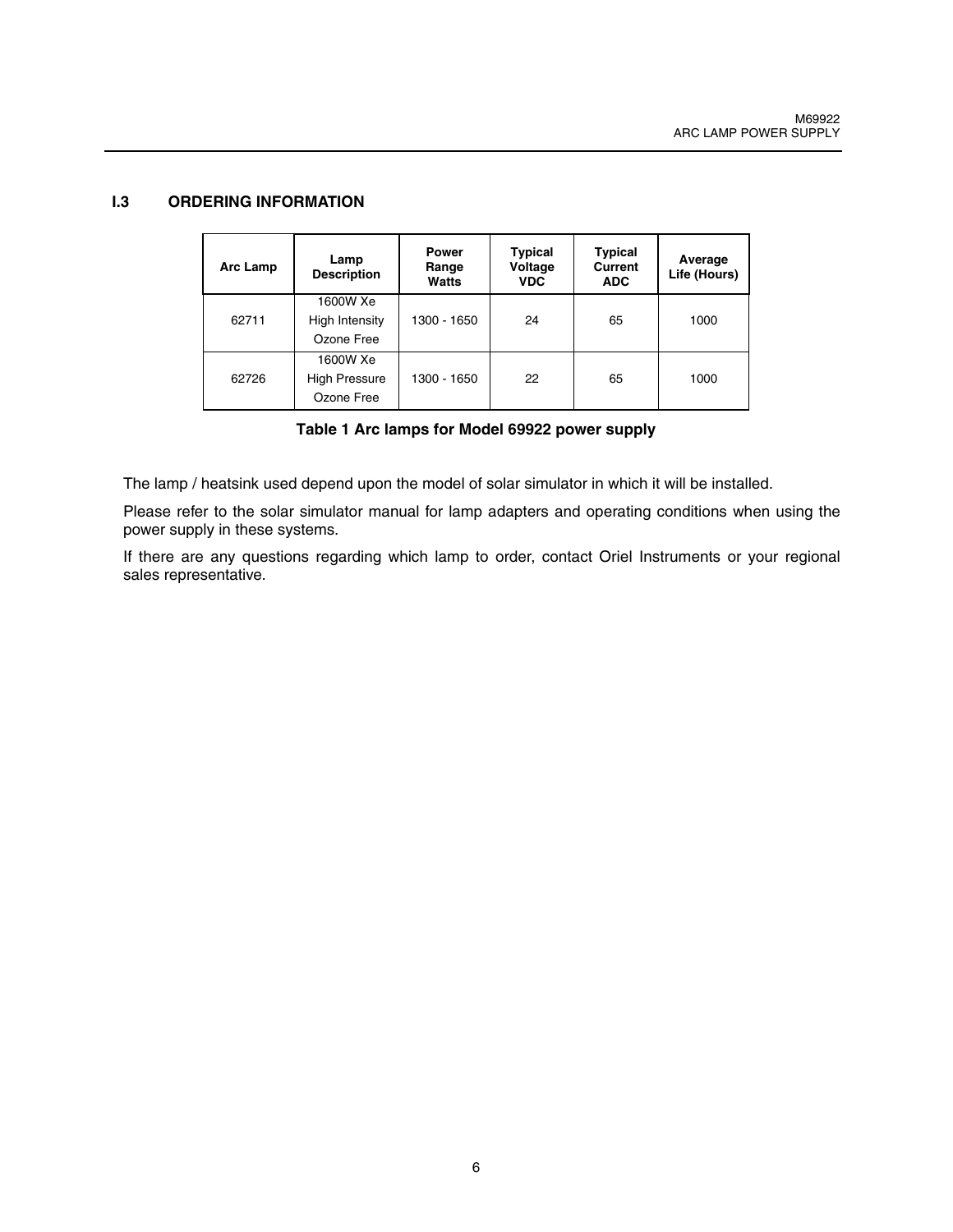## I.3 ORDERING INFORMATION

| Arc Lamp | Lamp Description | Power Range Watts | Typical Voltage VDC | Typical Current ADC | Average Life (Hours) |
|---|---|---|---|---|---|
| 62711 | 1600W Xe High Intensity Ozone Free | 1300 - 1650 | 24 | 65 | 1000 |
| 62726 | 1600W Xe High Pressure Ozone Free | 1300 - 1650 | 22 | 65 | 1000 |

**Table 1 Arc lamps for Model 69922 power supply**

The lamp / heatsink used depend upon the model of solar simulator in which it will be installed.

Please refer to the solar simulator manual for lamp adapters and operating conditions when using the power supply in these systems.

If there are any questions regarding which lamp to order, contact Oriel Instruments or your regional sales representative.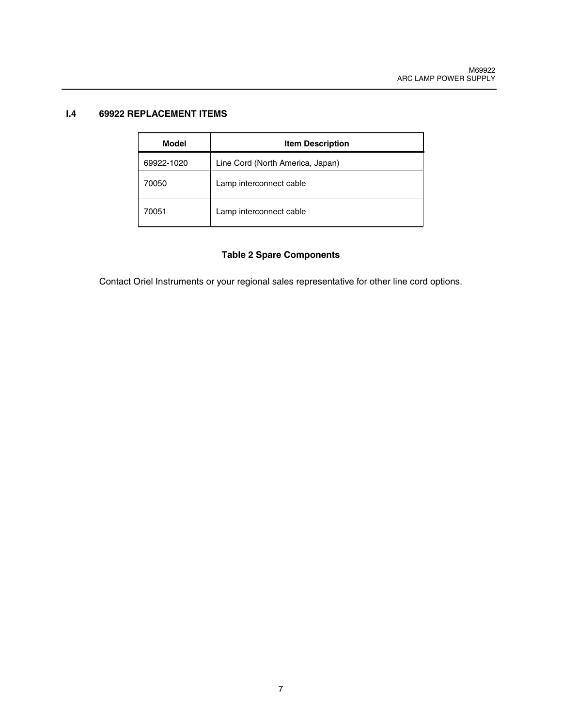## I.4 69922 REPLACEMENT ITEMS

| Model | Item Description |
|---|---|
| 69922-1020 | Line Cord (North America, Japan) |
| 70050 | Lamp interconnect cable |
| 70051 | Lamp interconnect cable |

**Table 2 Spare Components**

Contact Oriel Instruments or your regional sales representative for other line cord options.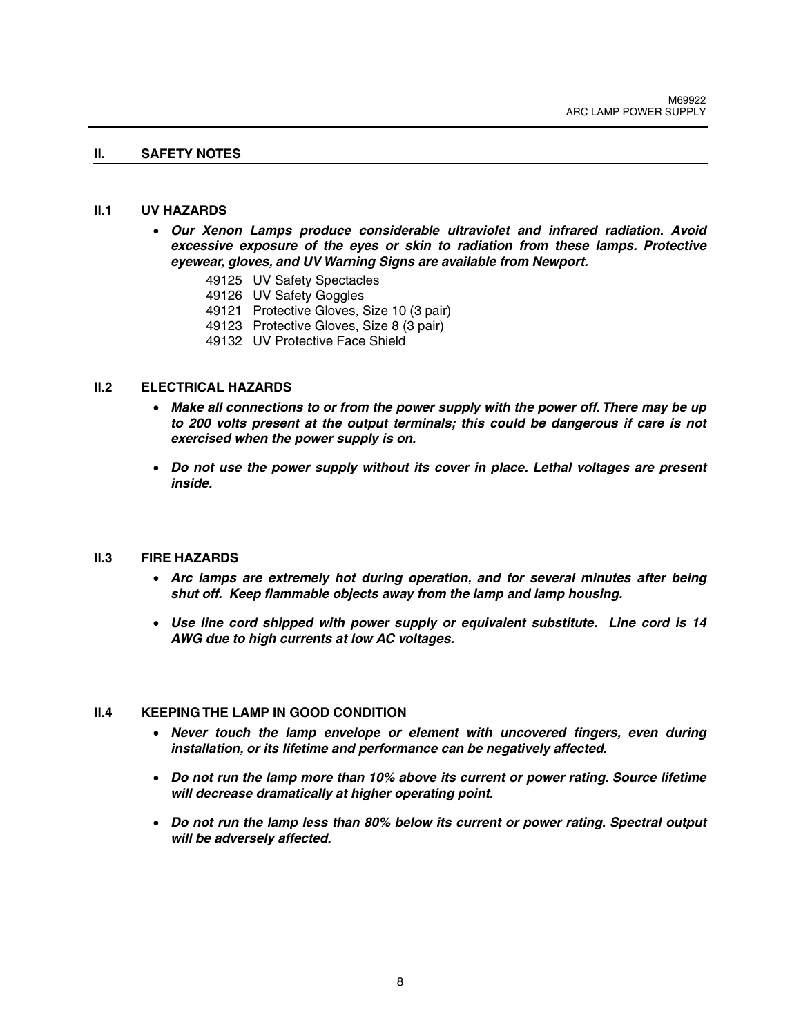## II. SAFETY NOTES

### II.1 UV HAZARDS

- ***Our Xenon Lamps produce considerable ultraviolet and infrared radiation. Avoid excessive exposure of the eyes or skin to radiation from these lamps. Protective eyewear, gloves, and UV Warning Signs are available from Newport.***

  49125 UV Safety Spectacles
  49126 UV Safety Goggles
  49121 Protective Gloves, Size 10 (3 pair)
  49123 Protective Gloves, Size 8 (3 pair)
  49132 UV Protective Face Shield

### II.2 ELECTRICAL HAZARDS

- ***Make all connections to or from the power supply with the power off. There may be up to 200 volts present at the output terminals; this could be dangerous if care is not exercised when the power supply is on.***

- ***Do not use the power supply without its cover in place. Lethal voltages are present inside.***

### II.3 FIRE HAZARDS

- ***Arc lamps are extremely hot during operation, and for several minutes after being shut off. Keep flammable objects away from the lamp and lamp housing.***

- ***Use line cord shipped with power supply or equivalent substitute. Line cord is 14 AWG due to high currents at low AC voltages.***

### II.4 KEEPING THE LAMP IN GOOD CONDITION

- ***Never touch the lamp envelope or element with uncovered fingers, even during installation, or its lifetime and performance can be negatively affected.***

- ***Do not run the lamp more than 10% above its current or power rating. Source lifetime will decrease dramatically at higher operating point.***

- ***Do not run the lamp less than 80% below its current or power rating. Spectral output will be adversely affected.***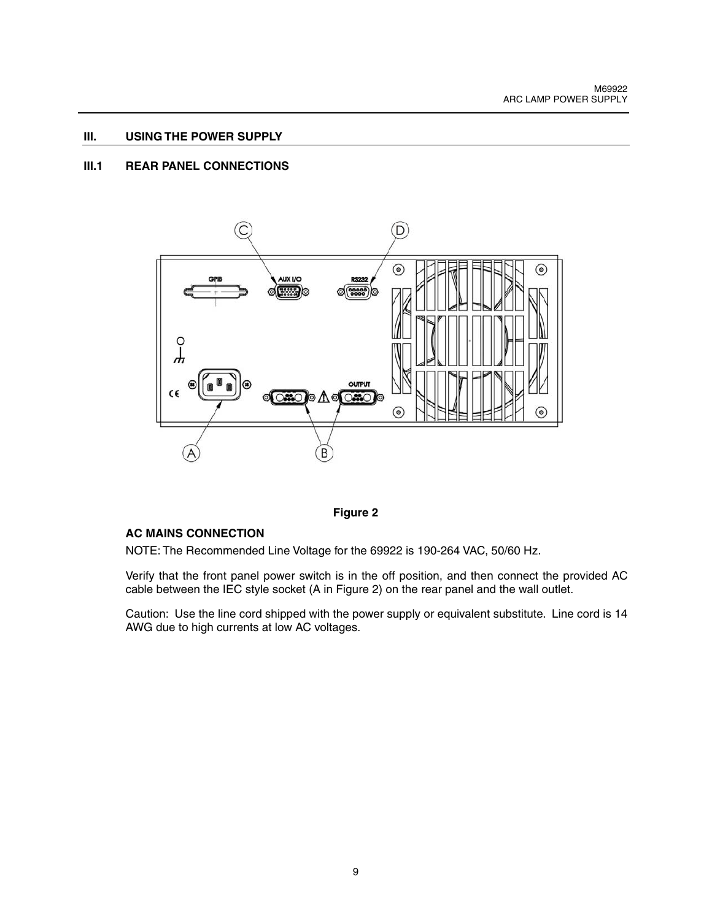## III. USING THE POWER SUPPLY

### III.1 REAR PANEL CONNECTIONS

Figure 2

**AC MAINS CONNECTION**

NOTE: The Recommended Line Voltage for the 69922 is 190-264 VAC, 50/60 Hz.

Verify that the front panel power switch is in the off position, and then connect the provided AC cable between the IEC style socket (A in Figure 2) on the rear panel and the wall outlet.

Caution: Use the line cord shipped with the power supply or equivalent substitute. Line cord is 14 AWG due to high currents at low AC voltages.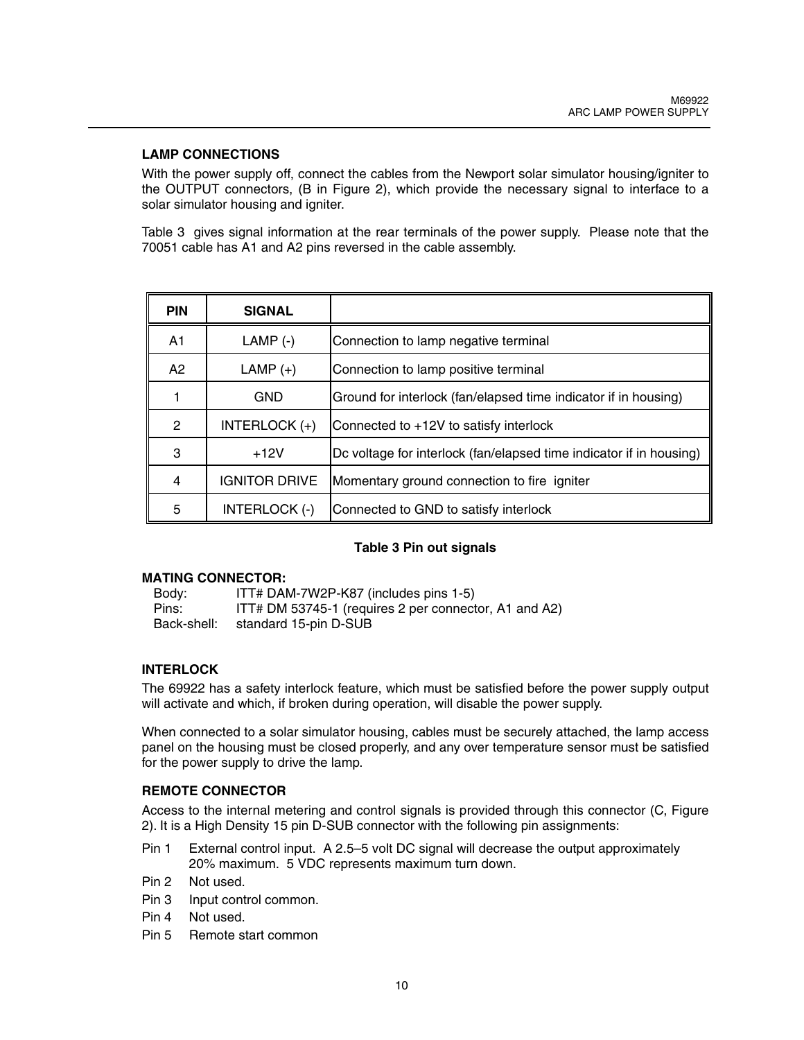### LAMP CONNECTIONS

With the power supply off, connect the cables from the Newport solar simulator housing/igniter to the OUTPUT connectors, (B in Figure 2), which provide the necessary signal to interface to a solar simulator housing and igniter.

Table 3 gives signal information at the rear terminals of the power supply. Please note that the 70051 cable has A1 and A2 pins reversed in the cable assembly.

| PIN | SIGNAL | |
|---|---|---|
| A1 | LAMP (-) | Connection to lamp negative terminal |
| A2 | LAMP (+) | Connection to lamp positive terminal |
| 1 | GND | Ground for interlock (fan/elapsed time indicator if in housing) |
| 2 | INTERLOCK (+) | Connected to +12V to satisfy interlock |
| 3 | +12V | Dc voltage for interlock (fan/elapsed time indicator if in housing) |
| 4 | IGNITOR DRIVE | Momentary ground connection to fire igniter |
| 5 | INTERLOCK (-) | Connected to GND to satisfy interlock |

**Table 3 Pin out signals**

**MATING CONNECTOR:**

Body: ITT# DAM-7W2P-K87 (includes pins 1-5)
Pins: ITT# DM 53745-1 (requires 2 per connector, A1 and A2)
Back-shell: standard 15-pin D-SUB

### INTERLOCK

The 69922 has a safety interlock feature, which must be satisfied before the power supply output will activate and which, if broken during operation, will disable the power supply.

When connected to a solar simulator housing, cables must be securely attached, the lamp access panel on the housing must be closed properly, and any over temperature sensor must be satisfied for the power supply to drive the lamp.

### REMOTE CONNECTOR

Access to the internal metering and control signals is provided through this connector (C, Figure 2). It is a High Density 15 pin D-SUB connector with the following pin assignments:

- Pin 1 External control input. A 2.5–5 volt DC signal will decrease the output approximately 20% maximum. 5 VDC represents maximum turn down.
- Pin 2 Not used.
- Pin 3 Input control common.
- Pin 4 Not used.
- Pin 5 Remote start common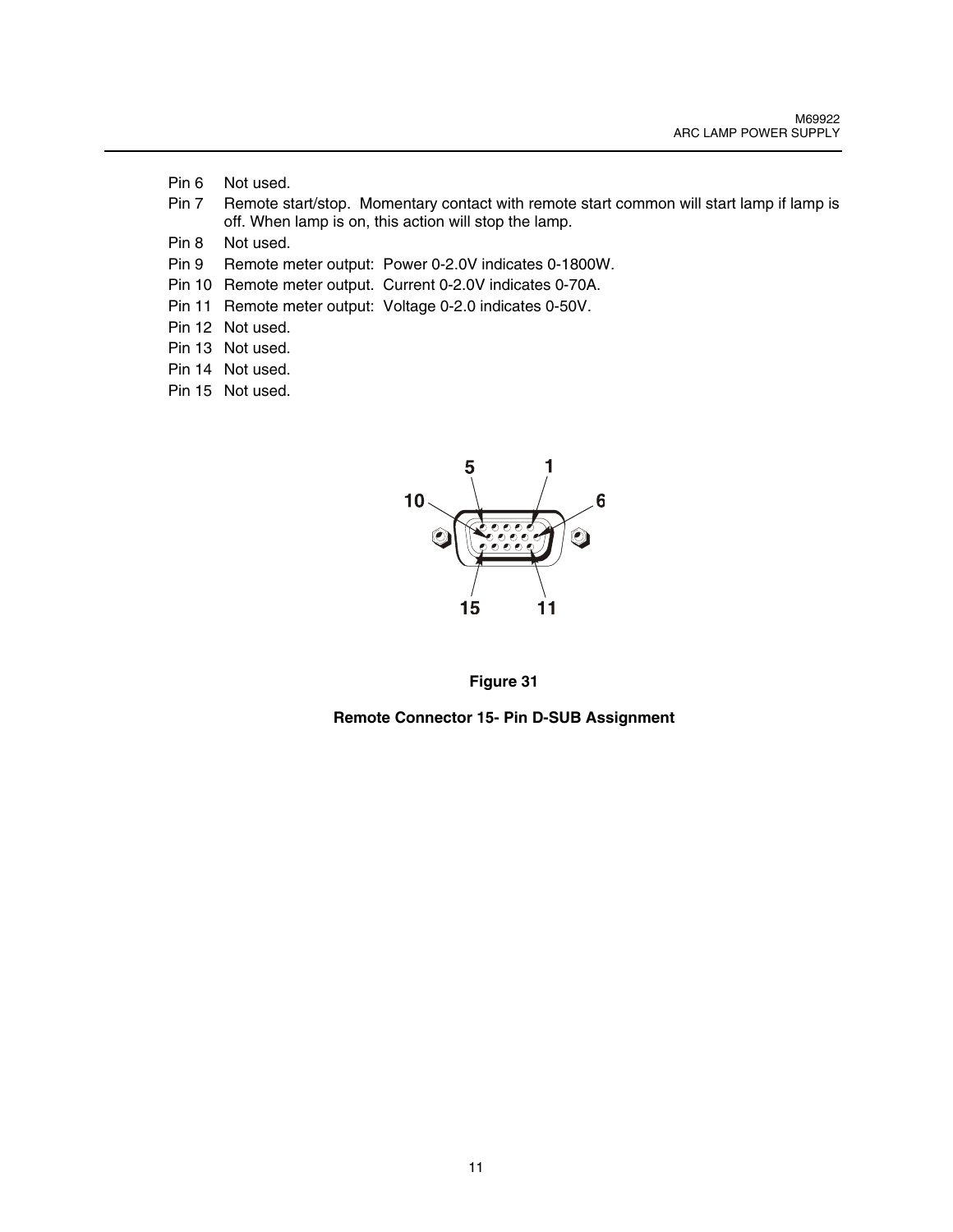Pin 6 Not used.

Pin 7 Remote start/stop. Momentary contact with remote start common will start lamp if lamp is off. When lamp is on, this action will stop the lamp.

Pin 8 Not used.

Pin 9 Remote meter output: Power 0-2.0V indicates 0-1800W.

Pin 10 Remote meter output. Current 0-2.0V indicates 0-70A.

Pin 11 Remote meter output: Voltage 0-2.0 indicates 0-50V.

Pin 12 Not used.

Pin 13 Not used.

Pin 14 Not used.

Pin 15 Not used.

**Figure 31**

**Remote Connector 15- Pin D-SUB Assignment**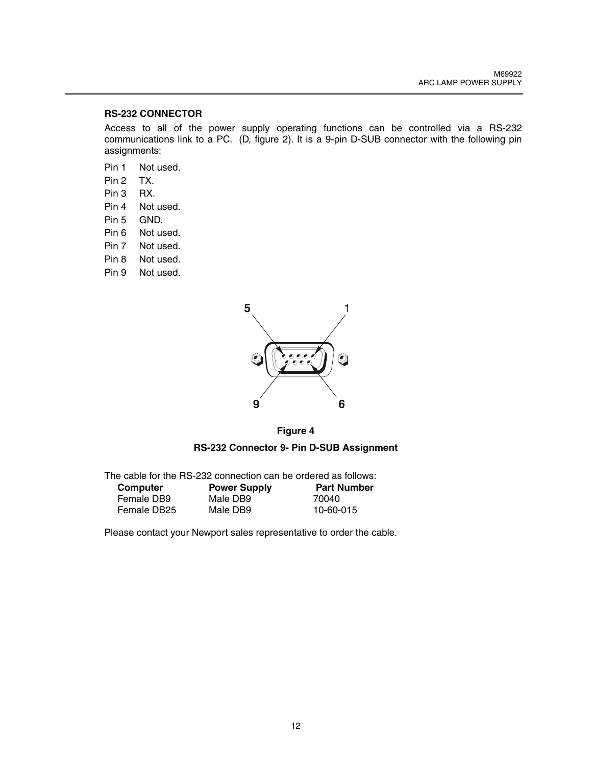## RS-232 CONNECTOR

Access to all of the power supply operating functions can be controlled via a RS-232 communications link to a PC. (D, figure 2). It is a 9-pin D-SUB connector with the following pin assignments:

Pin 1 Not used.  
Pin 2 TX.  
Pin 3 RX.  
Pin 4 Not used.  
Pin 5 GND.  
Pin 6 Not used.  
Pin 7 Not used.  
Pin 8 Not used.  
Pin 9 Not used.

**Figure 4**

**RS-232 Connector 9- Pin D-SUB Assignment**

The cable for the RS-232 connection can be ordered as follows:

| Computer | Power Supply | Part Number |
|---|---|---|
| Female DB9 | Male DB9 | 70040 |
| Female DB25 | Male DB9 | 10-60-015 |

Please contact your Newport sales representative to order the cable.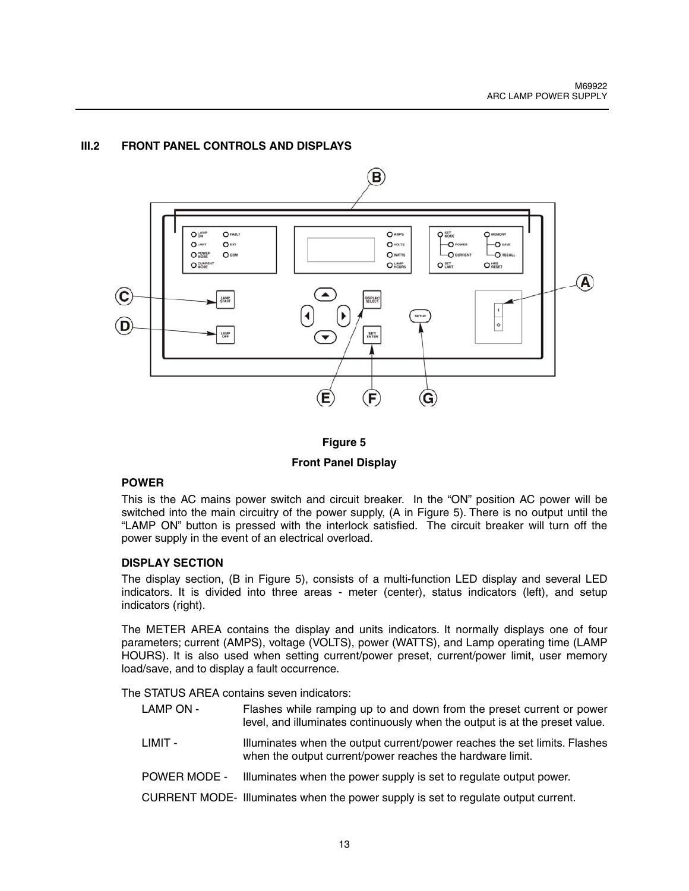## III.2 FRONT PANEL CONTROLS AND DISPLAYS

**Figure 5**

**Front Panel Display**

### POWER

This is the AC mains power switch and circuit breaker. In the "ON" position AC power will be switched into the main circuitry of the power supply, (A in Figure 5). There is no output until the "LAMP ON" button is pressed with the interlock satisfied. The circuit breaker will turn off the power supply in the event of an electrical overload.

### DISPLAY SECTION

The display section, (B in Figure 5), consists of a multi-function LED display and several LED indicators. It is divided into three areas - meter (center), status indicators (left), and setup indicators (right).

The METER AREA contains the display and units indicators. It normally displays one of four parameters; current (AMPS), voltage (VOLTS), power (WATTS), and Lamp operating time (LAMP HOURS). It is also used when setting current/power preset, current/power limit, user memory load/save, and to display a fault occurrence.

The STATUS AREA contains seven indicators:

- LAMP ON - Flashes while ramping up to and down from the preset current or power level, and illuminates continuously when the output is at the preset value.
- LIMIT - Illuminates when the output current/power reaches the set limits. Flashes when the output current/power reaches the hardware limit.
- POWER MODE - Illuminates when the power supply is set to regulate output power.
- CURRENT MODE- Illuminates when the power supply is set to regulate output current.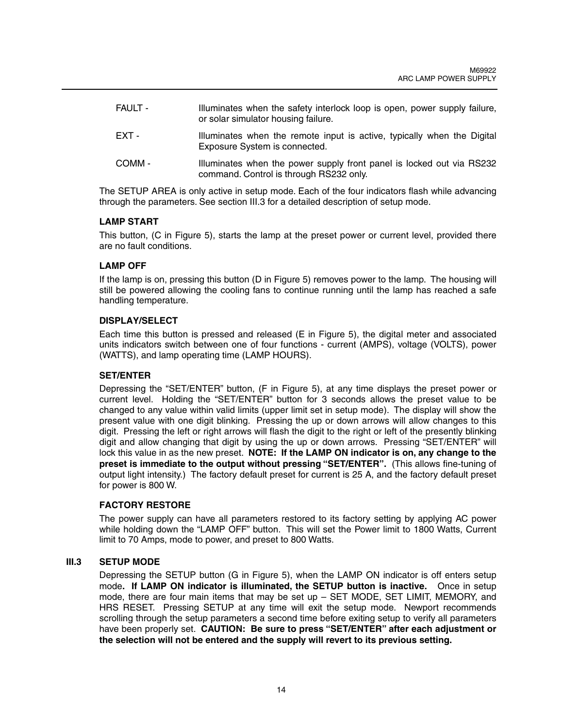| | |
|---|---|
| FAULT - | Illuminates when the safety interlock loop is open, power supply failure, or solar simulator housing failure. |
| EXT - | Illuminates when the remote input is active, typically when the Digital Exposure System is connected. |
| COMM - | Illuminates when the power supply front panel is locked out via RS232 command. Control is through RS232 only. |

The SETUP AREA is only active in setup mode. Each of the four indicators flash while advancing through the parameters. See section III.3 for a detailed description of setup mode.

#### LAMP START

This button, (C in Figure 5), starts the lamp at the preset power or current level, provided there are no fault conditions.

#### LAMP OFF

If the lamp is on, pressing this button (D in Figure 5) removes power to the lamp. The housing will still be powered allowing the cooling fans to continue running until the lamp has reached a safe handling temperature.

#### DISPLAY/SELECT

Each time this button is pressed and released (E in Figure 5), the digital meter and associated units indicators switch between one of four functions - current (AMPS), voltage (VOLTS), power (WATTS), and lamp operating time (LAMP HOURS).

#### SET/ENTER

Depressing the "SET/ENTER" button, (F in Figure 5), at any time displays the preset power or current level. Holding the "SET/ENTER" button for 3 seconds allows the preset value to be changed to any value within valid limits (upper limit set in setup mode). The display will show the present value with one digit blinking. Pressing the up or down arrows will allow changes to this digit. Pressing the left or right arrows will flash the digit to the right or left of the presently blinking digit and allow changing that digit by using the up or down arrows. Pressing "SET/ENTER" will lock this value in as the new preset. **NOTE: If the LAMP ON indicator is on, any change to the preset is immediate to the output without pressing "SET/ENTER".** (This allows fine-tuning of output light intensity.) The factory default preset for current is 25 A, and the factory default preset for power is 800 W.

#### FACTORY RESTORE

The power supply can have all parameters restored to its factory setting by applying AC power while holding down the "LAMP OFF" button. This will set the Power limit to 1800 Watts, Current limit to 70 Amps, mode to power, and preset to 800 Watts.

### III.3 SETUP MODE

Depressing the SETUP button (G in Figure 5), when the LAMP ON indicator is off enters setup mode**. If LAMP ON indicator is illuminated, the SETUP button is inactive.** Once in setup mode, there are four main items that may be set up – SET MODE, SET LIMIT, MEMORY, and HRS RESET. Pressing SETUP at any time will exit the setup mode. Newport recommends scrolling through the setup parameters a second time before exiting setup to verify all parameters have been properly set. **CAUTION: Be sure to press "SET/ENTER" after each adjustment or the selection will not be entered and the supply will revert to its previous setting.**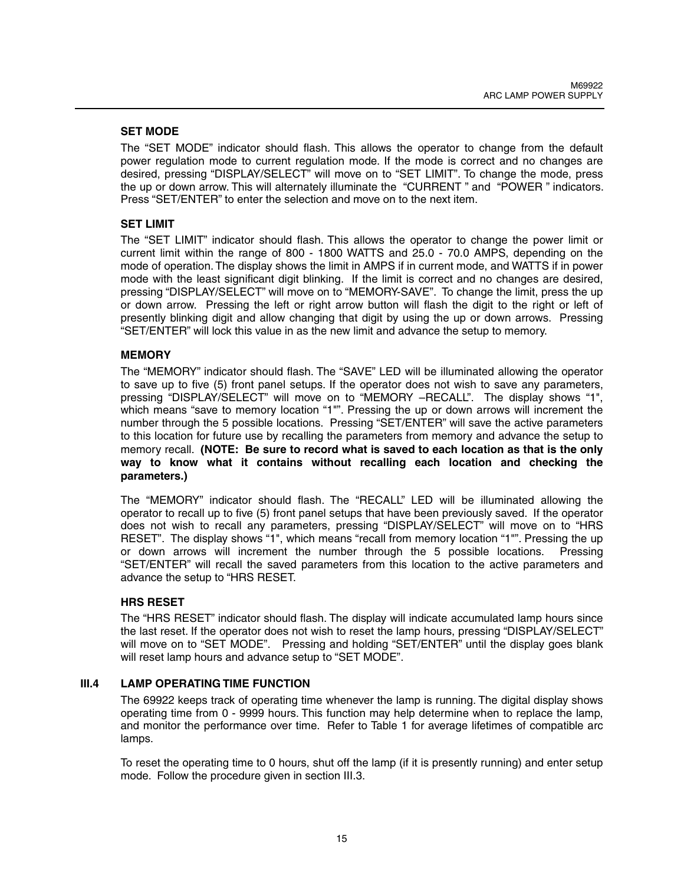### SET MODE

The “SET MODE” indicator should flash. This allows the operator to change from the default power regulation mode to current regulation mode. If the mode is correct and no changes are desired, pressing “DISPLAY/SELECT” will move on to “SET LIMIT”. To change the mode, press the up or down arrow. This will alternately illuminate the “CURRENT ” and “POWER ” indicators. Press “SET/ENTER” to enter the selection and move on to the next item.

### SET LIMIT

The “SET LIMIT” indicator should flash. This allows the operator to change the power limit or current limit within the range of 800 - 1800 WATTS and 25.0 - 70.0 AMPS, depending on the mode of operation. The display shows the limit in AMPS if in current mode, and WATTS if in power mode with the least significant digit blinking. If the limit is correct and no changes are desired, pressing “DISPLAY/SELECT” will move on to “MEMORY-SAVE”. To change the limit, press the up or down arrow. Pressing the left or right arrow button will flash the digit to the right or left of presently blinking digit and allow changing that digit by using the up or down arrows. Pressing “SET/ENTER” will lock this value in as the new limit and advance the setup to memory.

### MEMORY

The “MEMORY” indicator should flash. The “SAVE” LED will be illuminated allowing the operator to save up to five (5) front panel setups. If the operator does not wish to save any parameters, pressing “DISPLAY/SELECT” will move on to “MEMORY –RECALL”. The display shows “1", which means “save to memory location “1"”. Pressing the up or down arrows will increment the number through the 5 possible locations. Pressing “SET/ENTER” will save the active parameters to this location for future use by recalling the parameters from memory and advance the setup to memory recall. **(NOTE: Be sure to record what is saved to each location as that is the only way to know what it contains without recalling each location and checking the parameters.)**

The “MEMORY” indicator should flash. The “RECALL” LED will be illuminated allowing the operator to recall up to five (5) front panel setups that have been previously saved. If the operator does not wish to recall any parameters, pressing “DISPLAY/SELECT” will move on to “HRS RESET”. The display shows “1", which means “recall from memory location “1"”. Pressing the up or down arrows will increment the number through the 5 possible locations. Pressing “SET/ENTER” will recall the saved parameters from this location to the active parameters and advance the setup to “HRS RESET.

### HRS RESET

The “HRS RESET” indicator should flash. The display will indicate accumulated lamp hours since the last reset. If the operator does not wish to reset the lamp hours, pressing “DISPLAY/SELECT” will move on to “SET MODE”. Pressing and holding “SET/ENTER” until the display goes blank will reset lamp hours and advance setup to “SET MODE”.

## III.4 LAMP OPERATING TIME FUNCTION

The 69922 keeps track of operating time whenever the lamp is running. The digital display shows operating time from 0 - 9999 hours. This function may help determine when to replace the lamp, and monitor the performance over time. Refer to Table 1 for average lifetimes of compatible arc lamps.

To reset the operating time to 0 hours, shut off the lamp (if it is presently running) and enter setup mode. Follow the procedure given in section III.3.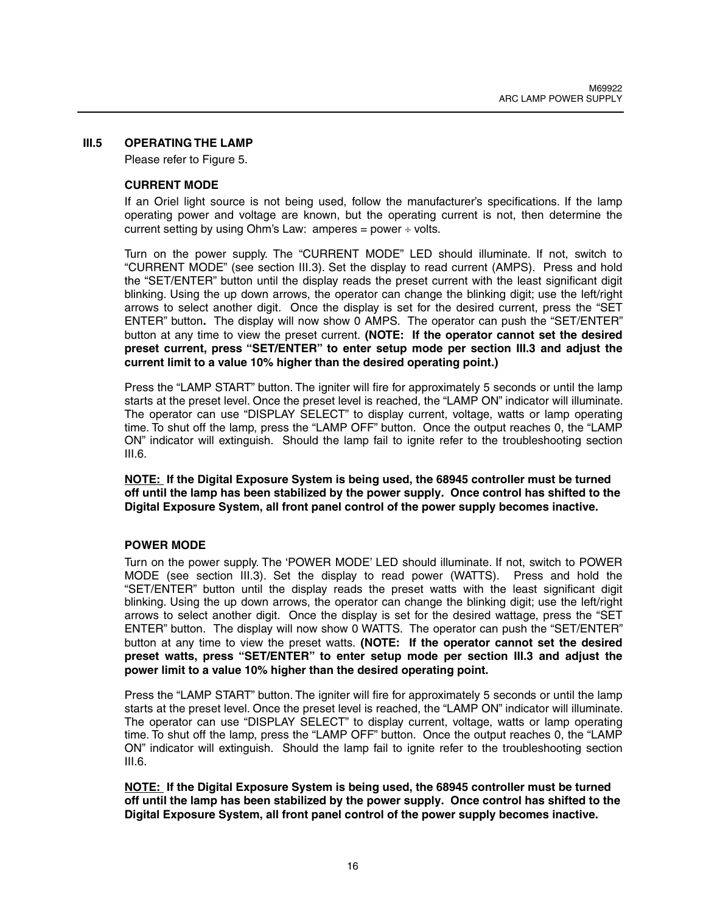## III.5 OPERATING THE LAMP

Please refer to Figure 5.

### CURRENT MODE

If an Oriel light source is not being used, follow the manufacturer's specifications. If the lamp operating power and voltage are known, but the operating current is not, then determine the current setting by using Ohm's Law: amperes = power ÷ volts.

Turn on the power supply. The "CURRENT MODE" LED should illuminate. If not, switch to "CURRENT MODE" (see section III.3). Set the display to read current (AMPS). Press and hold the "SET/ENTER" button until the display reads the preset current with the least significant digit blinking. Using the up down arrows, the operator can change the blinking digit; use the left/right arrows to select another digit. Once the display is set for the desired current, press the "SET ENTER" button**.** The display will now show 0 AMPS. The operator can push the "SET/ENTER" button at any time to view the preset current. **(NOTE: If the operator cannot set the desired preset current, press "SET/ENTER" to enter setup mode per section III.3 and adjust the current limit to a value 10% higher than the desired operating point.)**

Press the "LAMP START" button. The igniter will fire for approximately 5 seconds or until the lamp starts at the preset level. Once the preset level is reached, the "LAMP ON" indicator will illuminate. The operator can use "DISPLAY SELECT" to display current, voltage, watts or lamp operating time. To shut off the lamp, press the "LAMP OFF" button. Once the output reaches 0, the "LAMP ON" indicator will extinguish. Should the lamp fail to ignite refer to the troubleshooting section III.6.

**<u>NOTE:</u> If the Digital Exposure System is being used, the 68945 controller must be turned off until the lamp has been stabilized by the power supply. Once control has shifted to the Digital Exposure System, all front panel control of the power supply becomes inactive.**

### POWER MODE

Turn on the power supply. The 'POWER MODE' LED should illuminate. If not, switch to POWER MODE (see section III.3). Set the display to read power (WATTS). Press and hold the "SET/ENTER" button until the display reads the preset watts with the least significant digit blinking. Using the up down arrows, the operator can change the blinking digit; use the left/right arrows to select another digit. Once the display is set for the desired wattage, press the "SET ENTER" button. The display will now show 0 WATTS. The operator can push the "SET/ENTER" button at any time to view the preset watts. **(NOTE: If the operator cannot set the desired preset watts, press "SET/ENTER" to enter setup mode per section III.3 and adjust the power limit to a value 10% higher than the desired operating point.**

Press the "LAMP START" button. The igniter will fire for approximately 5 seconds or until the lamp starts at the preset level. Once the preset level is reached, the "LAMP ON" indicator will illuminate. The operator can use "DISPLAY SELECT" to display current, voltage, watts or lamp operating time. To shut off the lamp, press the "LAMP OFF" button. Once the output reaches 0, the "LAMP ON" indicator will extinguish. Should the lamp fail to ignite refer to the troubleshooting section III.6.

**<u>NOTE:</u> If the Digital Exposure System is being used, the 68945 controller must be turned off until the lamp has been stabilized by the power supply. Once control has shifted to the Digital Exposure System, all front panel control of the power supply becomes inactive.**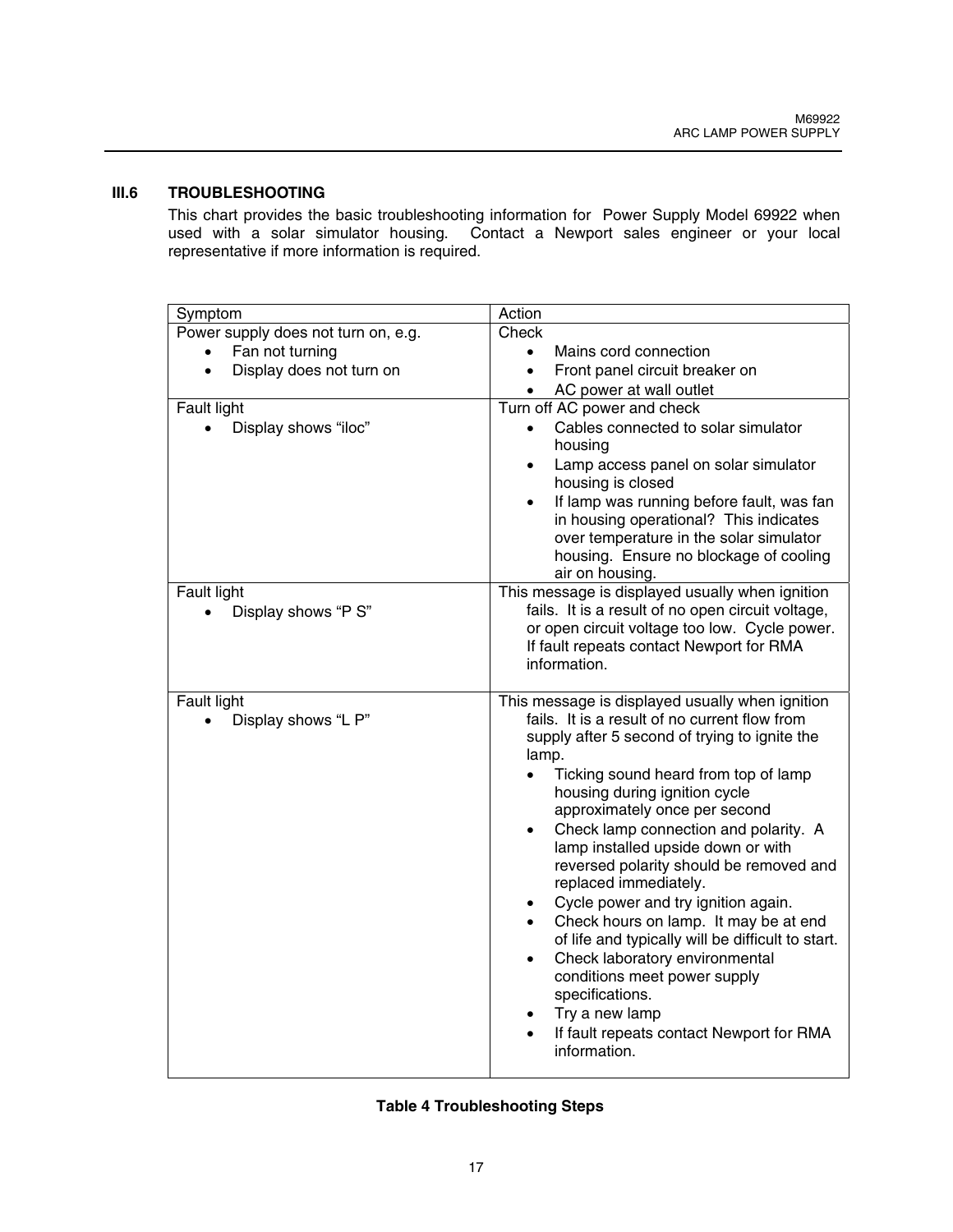## III.6 TROUBLESHOOTING

This chart provides the basic troubleshooting information for Power Supply Model 69922 when used with a solar simulator housing. Contact a Newport sales engineer or your local representative if more information is required.

| Symptom | Action |
| --- | --- |
| Power supply does not turn on, e.g.<br>• Fan not turning<br>• Display does not turn on | Check<br>• Mains cord connection<br>• Front panel circuit breaker on<br>• AC power at wall outlet |
| Fault light<br>• Display shows “iloc” | Turn off AC power and check<br>• Cables connected to solar simulator housing<br>• Lamp access panel on solar simulator housing is closed<br>• If lamp was running before fault, was fan in housing operational? This indicates over temperature in the solar simulator housing. Ensure no blockage of cooling air on housing. |
| Fault light<br>• Display shows “P S” | This message is displayed usually when ignition fails. It is a result of no open circuit voltage, or open circuit voltage too low. Cycle power. If fault repeats contact Newport for RMA information. |
| Fault light<br>• Display shows “L P” | This message is displayed usually when ignition fails. It is a result of no current flow from supply after 5 second of trying to ignite the lamp.<br>• Ticking sound heard from top of lamp housing during ignition cycle approximately once per second<br>• Check lamp connection and polarity. A lamp installed upside down or with reversed polarity should be removed and replaced immediately.<br>• Cycle power and try ignition again.<br>• Check hours on lamp. It may be at end of life and typically will be difficult to start.<br>• Check laboratory environmental conditions meet power supply specifications.<br>• Try a new lamp<br>• If fault repeats contact Newport for RMA information. |

**Table 4 Troubleshooting Steps**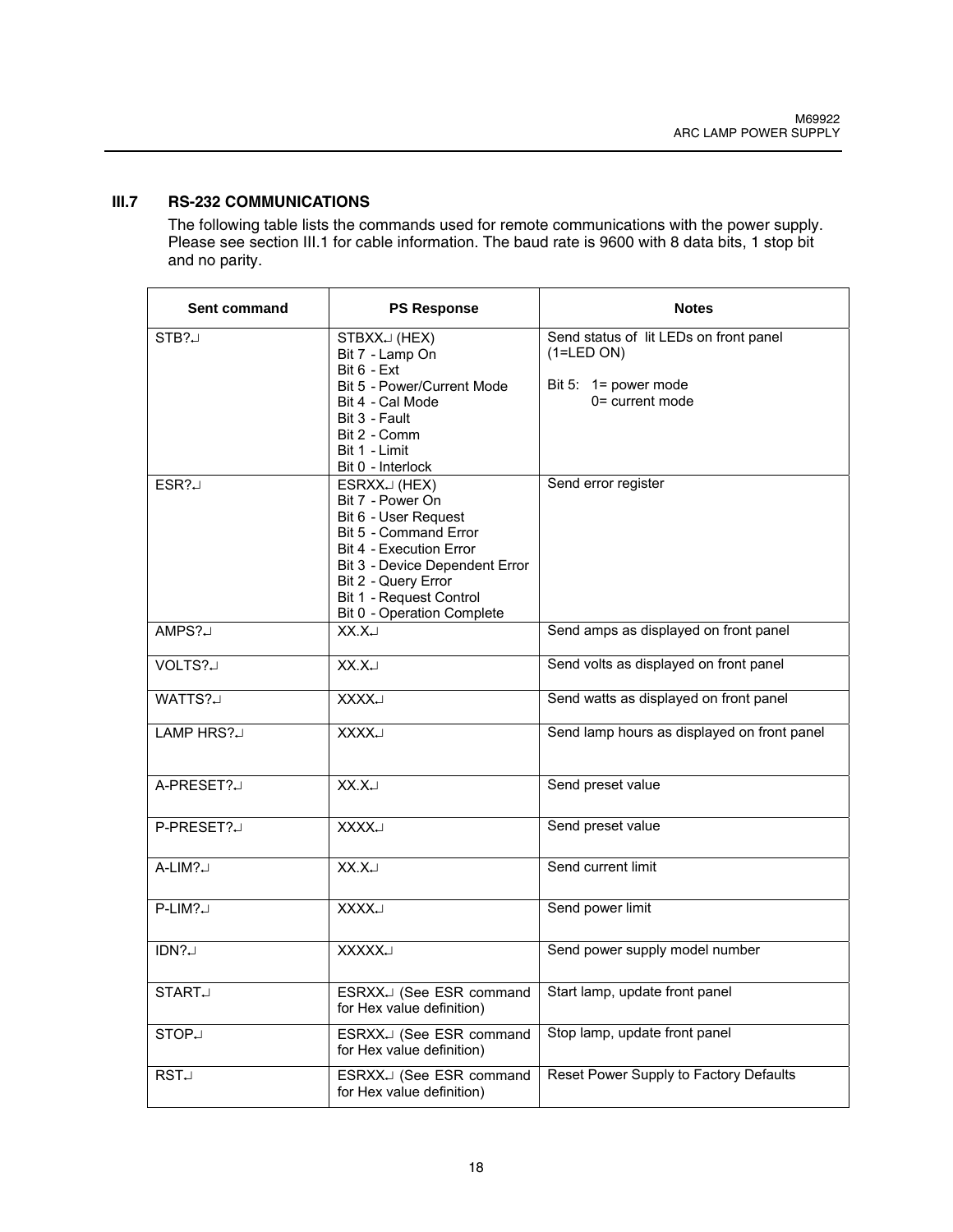## III.7 RS-232 COMMUNICATIONS

The following table lists the commands used for remote communications with the power supply. Please see section III.1 for cable information. The baud rate is 9600 with 8 data bits, 1 stop bit and no parity.

| Sent command | PS Response | Notes |
|---|---|---|
| STB?↵ | STBXX↵ (HEX)<br>Bit 7 - Lamp On<br>Bit 6 - Ext<br>Bit 5 - Power/Current Mode<br>Bit 4 - Cal Mode<br>Bit 3 - Fault<br>Bit 2 - Comm<br>Bit 1 - Limit<br>Bit 0 - Interlock | Send status of lit LEDs on front panel (1=LED ON)<br><br>Bit 5: 1= power mode<br>0= current mode |
| ESR?↵ | ESRXX↵ (HEX)<br>Bit 7 - Power On<br>Bit 6 - User Request<br>Bit 5 - Command Error<br>Bit 4 - Execution Error<br>Bit 3 - Device Dependent Error<br>Bit 2 - Query Error<br>Bit 1 - Request Control<br>Bit 0 - Operation Complete | Send error register |
| AMPS?↵ | XX.X↵ | Send amps as displayed on front panel |
| VOLTS?↵ | XX.X↵ | Send volts as displayed on front panel |
| WATTS?↵ | XXXX↵ | Send watts as displayed on front panel |
| LAMP HRS?↵ | XXXX↵ | Send lamp hours as displayed on front panel |
| A-PRESET?↵ | XX.X↵ | Send preset value |
| P-PRESET?↵ | XXXX↵ | Send preset value |
| A-LIM?↵ | XX.X↵ | Send current limit |
| P-LIM?↵ | XXXX↵ | Send power limit |
| IDN?↵ | XXXXX↵ | Send power supply model number |
| START↵ | ESRXX↵ (See ESR command for Hex value definition) | Start lamp, update front panel |
| STOP↵ | ESRXX↵ (See ESR command for Hex value definition) | Stop lamp, update front panel |
| RST↵ | ESRXX↵ (See ESR command for Hex value definition) | Reset Power Supply to Factory Defaults |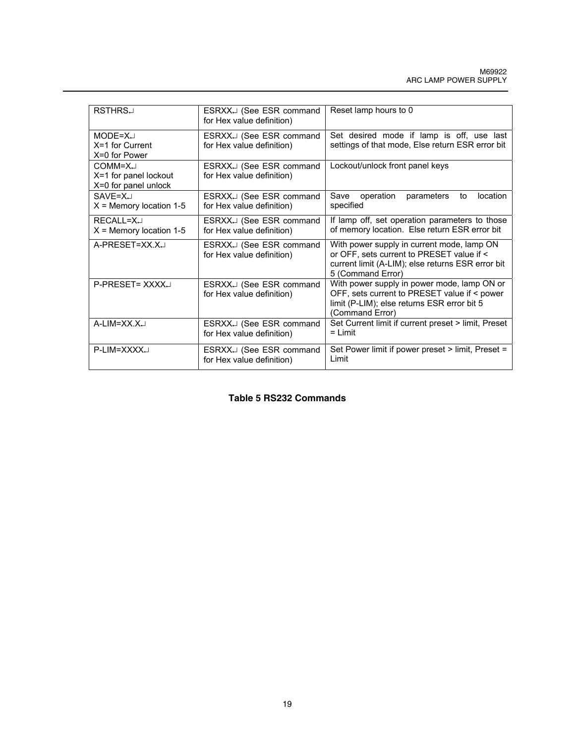| | | |
|---|---|---|
| RSTHRS↵ | ESRXX↵ (See ESR command for Hex value definition) | Reset lamp hours to 0 |
| MODE=X↵<br>X=1 for Current<br>X=0 for Power | ESRXX↵ (See ESR command for Hex value definition) | Set desired mode if lamp is off, use last settings of that mode, Else return ESR error bit |
| COMM=X↵<br>X=1 for panel lockout<br>X=0 for panel unlock | ESRXX↵ (See ESR command for Hex value definition) | Lockout/unlock front panel keys |
| SAVE=X↵<br>X = Memory location 1-5 | ESRXX↵ (See ESR command for Hex value definition) | Save operation parameters to location specified |
| RECALL=X↵<br>X = Memory location 1-5 | ESRXX↵ (See ESR command for Hex value definition) | If lamp off, set operation parameters to those of memory location. Else return ESR error bit |
| A-PRESET=XX.X↵ | ESRXX↵ (See ESR command for Hex value definition) | With power supply in current mode, lamp ON or OFF, sets current to PRESET value if < current limit (A-LIM); else returns ESR error bit 5 (Command Error) |
| P-PRESET= XXXX↵ | ESRXX↵ (See ESR command for Hex value definition) | With power supply in power mode, lamp ON or OFF, sets current to PRESET value if < power limit (P-LIM); else returns ESR error bit 5 (Command Error) |
| A-LIM=XX.X↵ | ESRXX↵ (See ESR command for Hex value definition) | Set Current limit if current preset > limit, Preset = Limit |
| P-LIM=XXXX↵ | ESRXX↵ (See ESR command for Hex value definition) | Set Power limit if power preset > limit, Preset = Limit |

**Table 5 RS232 Commands**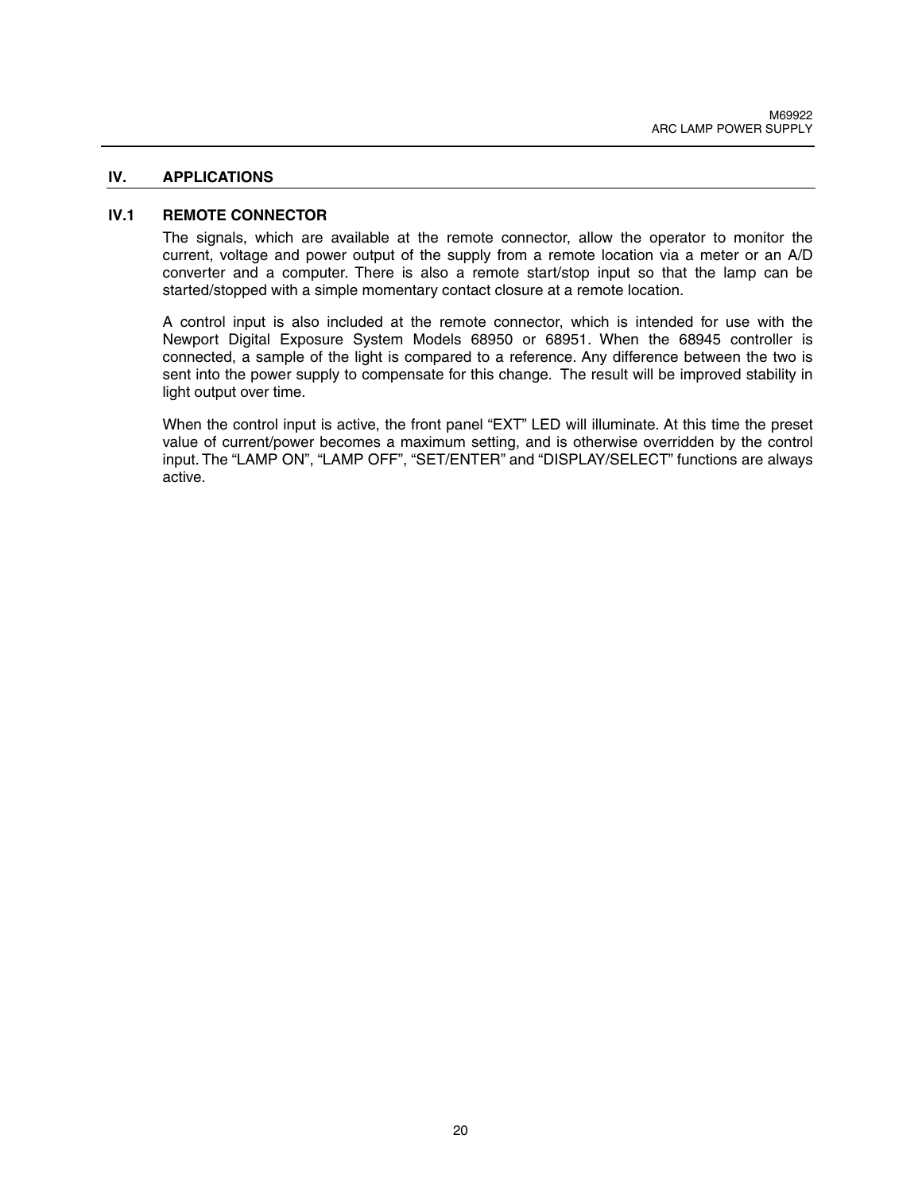# IV. APPLICATIONS

## IV.1 REMOTE CONNECTOR

The signals, which are available at the remote connector, allow the operator to monitor the current, voltage and power output of the supply from a remote location via a meter or an A/D converter and a computer. There is also a remote start/stop input so that the lamp can be started/stopped with a simple momentary contact closure at a remote location.

A control input is also included at the remote connector, which is intended for use with the Newport Digital Exposure System Models 68950 or 68951. When the 68945 controller is connected, a sample of the light is compared to a reference. Any difference between the two is sent into the power supply to compensate for this change. The result will be improved stability in light output over time.

When the control input is active, the front panel “EXT” LED will illuminate. At this time the preset value of current/power becomes a maximum setting, and is otherwise overridden by the control input. The “LAMP ON”, “LAMP OFF”, “SET/ENTER” and “DISPLAY/SELECT” functions are always active.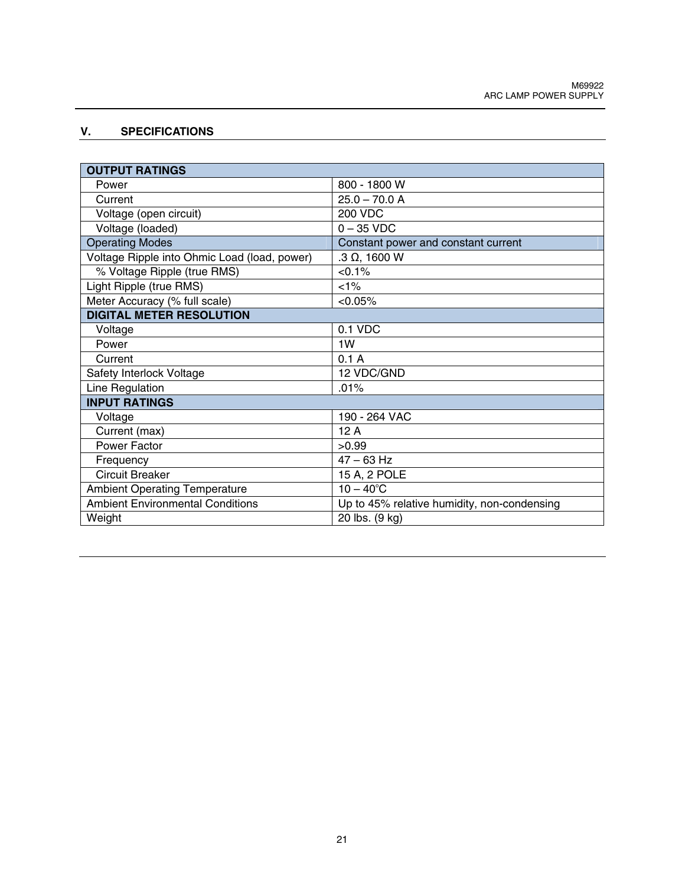## V. SPECIFICATIONS

| OUTPUT RATINGS | |
|---|---|
| Power | 800 - 1800 W |
| Current | 25.0 – 70.0 A |
| Voltage (open circuit) | 200 VDC |
| Voltage (loaded) | 0 – 35 VDC |
| Operating Modes | Constant power and constant current |
| Voltage Ripple into Ohmic Load (load, power) | .3 Ω, 1600 W |
| % Voltage Ripple (true RMS) | <0.1% |
| Light Ripple (true RMS) | <1% |
| Meter Accuracy (% full scale) | <0.05% |
| **DIGITAL METER RESOLUTION** | |
| Voltage | 0.1 VDC |
| Power | 1W |
| Current | 0.1 A |
| Safety Interlock Voltage | 12 VDC/GND |
| Line Regulation | .01% |
| **INPUT RATINGS** | |
| Voltage | 190 - 264 VAC |
| Current (max) | 12 A |
| Power Factor | >0.99 |
| Frequency | 47 – 63 Hz |
| Circuit Breaker | 15 A, 2 POLE |
| Ambient Operating Temperature | 10 – 40°C |
| Ambient Environmental Conditions | Up to 45% relative humidity, non-condensing |
| Weight | 20 lbs. (9 kg) |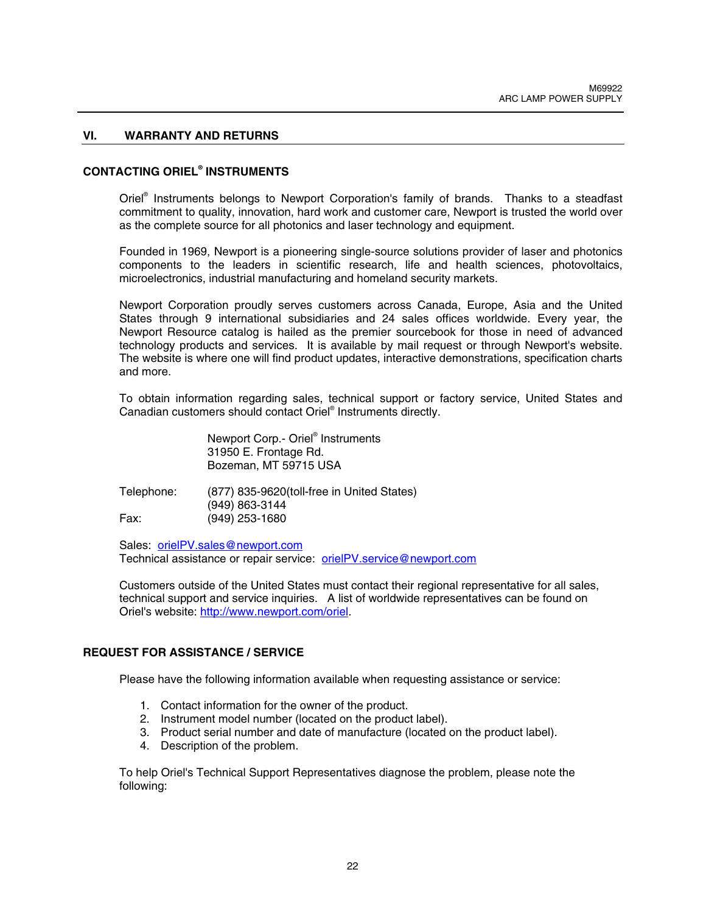## VI. WARRANTY AND RETURNS

### CONTACTING ORIEL® INSTRUMENTS

Oriel® Instruments belongs to Newport Corporation's family of brands. Thanks to a steadfast commitment to quality, innovation, hard work and customer care, Newport is trusted the world over as the complete source for all photonics and laser technology and equipment.

Founded in 1969, Newport is a pioneering single-source solutions provider of laser and photonics components to the leaders in scientific research, life and health sciences, photovoltaics, microelectronics, industrial manufacturing and homeland security markets.

Newport Corporation proudly serves customers across Canada, Europe, Asia and the United States through 9 international subsidiaries and 24 sales offices worldwide. Every year, the Newport Resource catalog is hailed as the premier sourcebook for those in need of advanced technology products and services. It is available by mail request or through Newport's website. The website is where one will find product updates, interactive demonstrations, specification charts and more.

To obtain information regarding sales, technical support or factory service, United States and Canadian customers should contact Oriel® Instruments directly.

Newport Corp.- Oriel® Instruments
31950 E. Frontage Rd.
Bozeman, MT 59715 USA

Telephone: (877) 835-9620(toll-free in United States)
(949) 863-3144
Fax: (949) 253-1680

Sales: orielPV.sales@newport.com
Technical assistance or repair service: orielPV.service@newport.com

Customers outside of the United States must contact their regional representative for all sales, technical support and service inquiries. A list of worldwide representatives can be found on Oriel's website: http://www.newport.com/oriel.

### REQUEST FOR ASSISTANCE / SERVICE

Please have the following information available when requesting assistance or service:

1. Contact information for the owner of the product.
2. Instrument model number (located on the product label).
3. Product serial number and date of manufacture (located on the product label).
4. Description of the problem.

To help Oriel's Technical Support Representatives diagnose the problem, please note the following: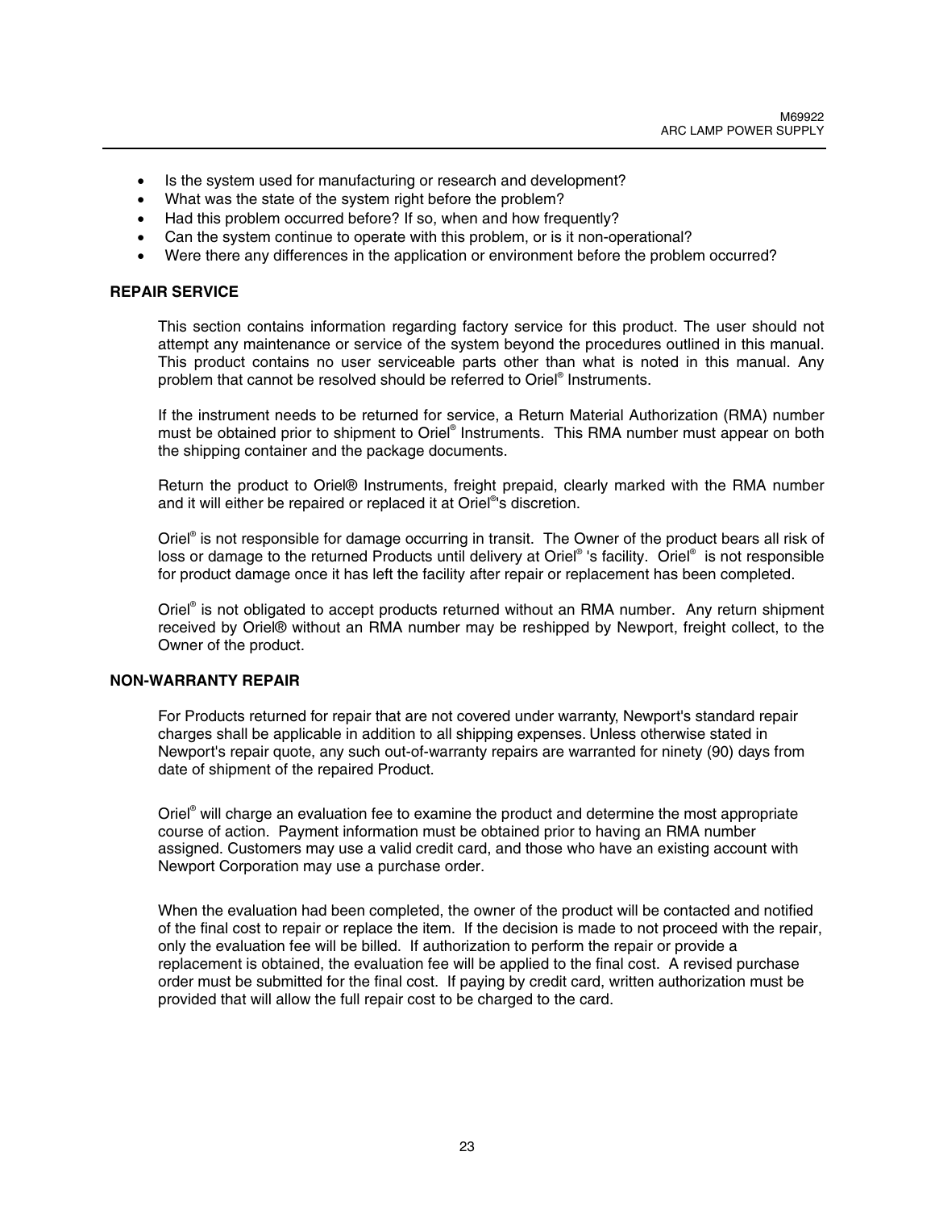- Is the system used for manufacturing or research and development?
- What was the state of the system right before the problem?
- Had this problem occurred before? If so, when and how frequently?
- Can the system continue to operate with this problem, or is it non-operational?
- Were there any differences in the application or environment before the problem occurred?

## REPAIR SERVICE

This section contains information regarding factory service for this product. The user should not attempt any maintenance or service of the system beyond the procedures outlined in this manual. This product contains no user serviceable parts other than what is noted in this manual. Any problem that cannot be resolved should be referred to Oriel® Instruments.

If the instrument needs to be returned for service, a Return Material Authorization (RMA) number must be obtained prior to shipment to Oriel® Instruments. This RMA number must appear on both the shipping container and the package documents.

Return the product to Oriel® Instruments, freight prepaid, clearly marked with the RMA number and it will either be repaired or replaced it at Oriel®'s discretion.

Oriel® is not responsible for damage occurring in transit. The Owner of the product bears all risk of loss or damage to the returned Products until delivery at Oriel® 's facility. Oriel® is not responsible for product damage once it has left the facility after repair or replacement has been completed.

Oriel® is not obligated to accept products returned without an RMA number. Any return shipment received by Oriel® without an RMA number may be reshipped by Newport, freight collect, to the Owner of the product.

## NON-WARRANTY REPAIR

For Products returned for repair that are not covered under warranty, Newport's standard repair charges shall be applicable in addition to all shipping expenses. Unless otherwise stated in Newport's repair quote, any such out-of-warranty repairs are warranted for ninety (90) days from date of shipment of the repaired Product.

Oriel® will charge an evaluation fee to examine the product and determine the most appropriate course of action. Payment information must be obtained prior to having an RMA number assigned. Customers may use a valid credit card, and those who have an existing account with Newport Corporation may use a purchase order.

When the evaluation had been completed, the owner of the product will be contacted and notified of the final cost to repair or replace the item. If the decision is made to not proceed with the repair, only the evaluation fee will be billed. If authorization to perform the repair or provide a replacement is obtained, the evaluation fee will be applied to the final cost. A revised purchase order must be submitted for the final cost. If paying by credit card, written authorization must be provided that will allow the full repair cost to be charged to the card.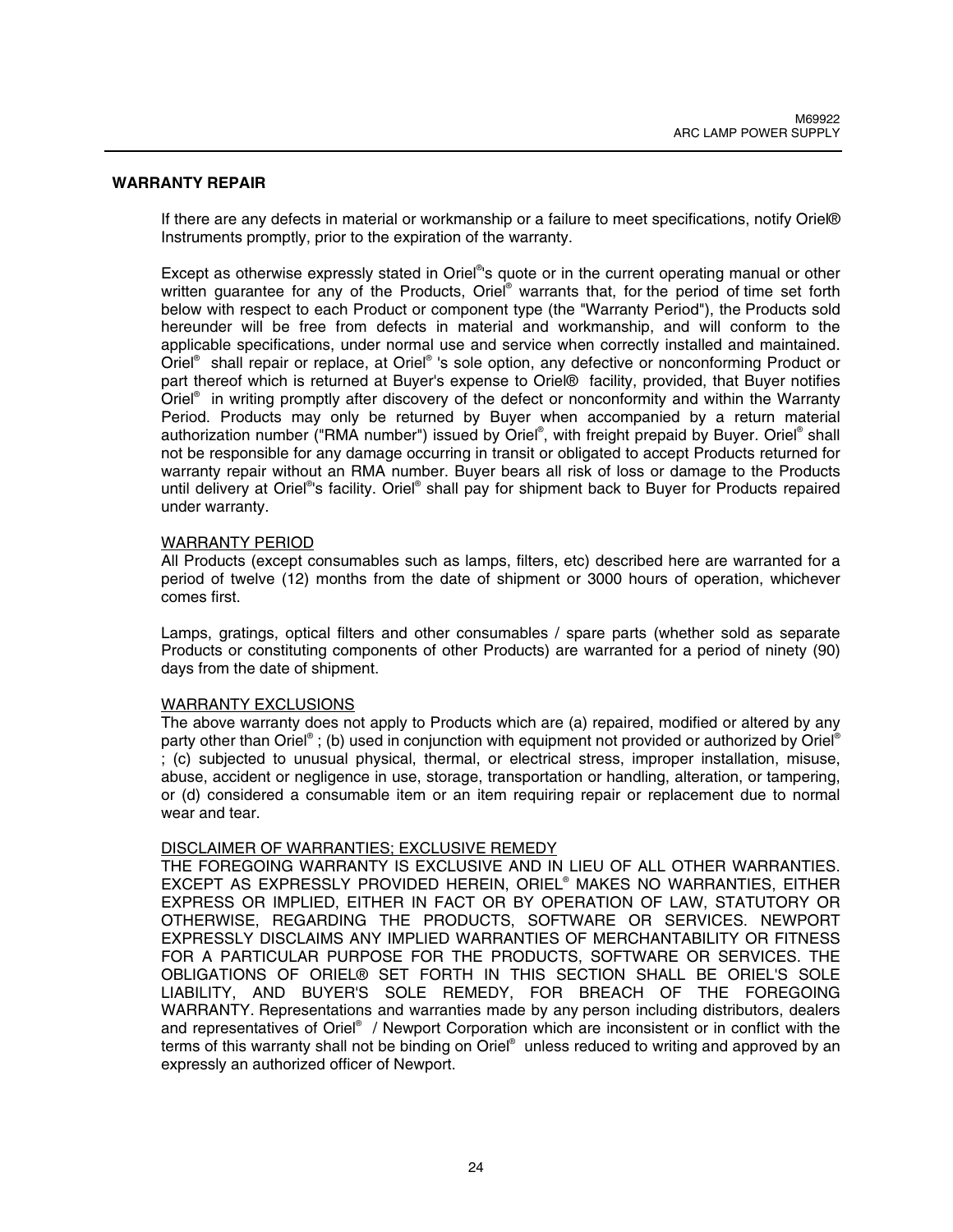## WARRANTY REPAIR

If there are any defects in material or workmanship or a failure to meet specifications, notify Oriel® Instruments promptly, prior to the expiration of the warranty.

Except as otherwise expressly stated in Oriel®'s quote or in the current operating manual or other written guarantee for any of the Products, Oriel® warrants that, for the period of time set forth below with respect to each Product or component type (the "Warranty Period"), the Products sold hereunder will be free from defects in material and workmanship, and will conform to the applicable specifications, under normal use and service when correctly installed and maintained. Oriel® shall repair or replace, at Oriel® 's sole option, any defective or nonconforming Product or part thereof which is returned at Buyer's expense to Oriel® facility, provided, that Buyer notifies Oriel® in writing promptly after discovery of the defect or nonconformity and within the Warranty Period. Products may only be returned by Buyer when accompanied by a return material authorization number ("RMA number") issued by Oriel®, with freight prepaid by Buyer. Oriel® shall not be responsible for any damage occurring in transit or obligated to accept Products returned for warranty repair without an RMA number. Buyer bears all risk of loss or damage to the Products until delivery at Oriel®'s facility. Oriel® shall pay for shipment back to Buyer for Products repaired under warranty.

WARRANTY PERIOD

All Products (except consumables such as lamps, filters, etc) described here are warranted for a period of twelve (12) months from the date of shipment or 3000 hours of operation, whichever comes first.

Lamps, gratings, optical filters and other consumables / spare parts (whether sold as separate Products or constituting components of other Products) are warranted for a period of ninety (90) days from the date of shipment.

WARRANTY EXCLUSIONS

The above warranty does not apply to Products which are (a) repaired, modified or altered by any party other than Oriel® ; (b) used in conjunction with equipment not provided or authorized by Oriel® ; (c) subjected to unusual physical, thermal, or electrical stress, improper installation, misuse, abuse, accident or negligence in use, storage, transportation or handling, alteration, or tampering, or (d) considered a consumable item or an item requiring repair or replacement due to normal wear and tear.

DISCLAIMER OF WARRANTIES; EXCLUSIVE REMEDY

THE FOREGOING WARRANTY IS EXCLUSIVE AND IN LIEU OF ALL OTHER WARRANTIES. EXCEPT AS EXPRESSLY PROVIDED HEREIN, ORIEL® MAKES NO WARRANTIES, EITHER EXPRESS OR IMPLIED, EITHER IN FACT OR BY OPERATION OF LAW, STATUTORY OR OTHERWISE, REGARDING THE PRODUCTS, SOFTWARE OR SERVICES. NEWPORT EXPRESSLY DISCLAIMS ANY IMPLIED WARRANTIES OF MERCHANTABILITY OR FITNESS FOR A PARTICULAR PURPOSE FOR THE PRODUCTS, SOFTWARE OR SERVICES. THE OBLIGATIONS OF ORIEL® SET FORTH IN THIS SECTION SHALL BE ORIEL'S SOLE LIABILITY, AND BUYER'S SOLE REMEDY, FOR BREACH OF THE FOREGOING WARRANTY. Representations and warranties made by any person including distributors, dealers and representatives of Oriel® / Newport Corporation which are inconsistent or in conflict with the terms of this warranty shall not be binding on Oriel® unless reduced to writing and approved by an expressly an authorized officer of Newport.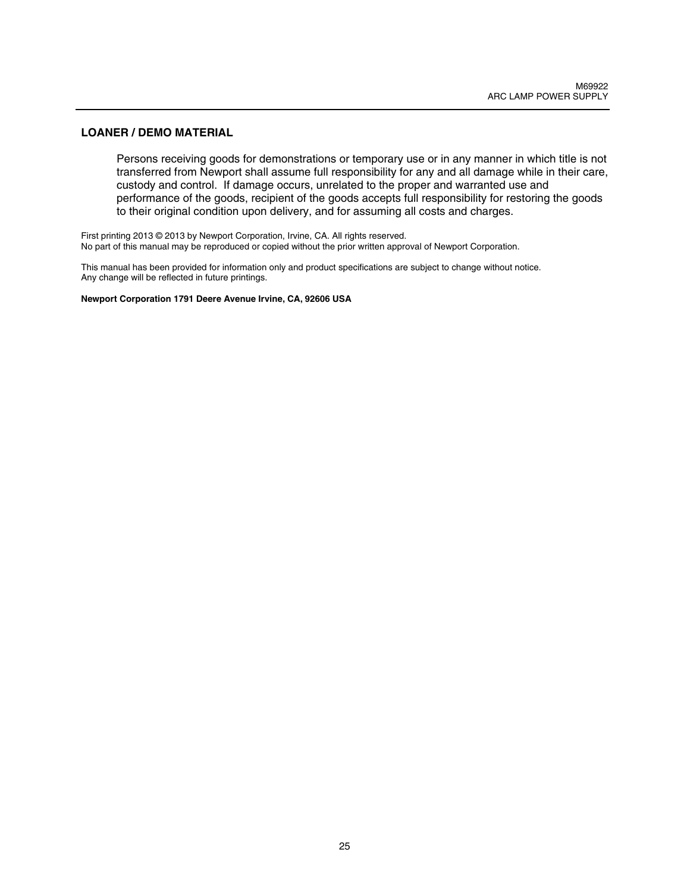## LOANER / DEMO MATERIAL

Persons receiving goods for demonstrations or temporary use or in any manner in which title is not transferred from Newport shall assume full responsibility for any and all damage while in their care, custody and control. If damage occurs, unrelated to the proper and warranted use and performance of the goods, recipient of the goods accepts full responsibility for restoring the goods to their original condition upon delivery, and for assuming all costs and charges.

First printing 2013 © 2013 by Newport Corporation, Irvine, CA. All rights reserved.
No part of this manual may be reproduced or copied without the prior written approval of Newport Corporation.

This manual has been provided for information only and product specifications are subject to change without notice.
Any change will be reflected in future printings.

**Newport Corporation 1791 Deere Avenue Irvine, CA, 92606 USA**